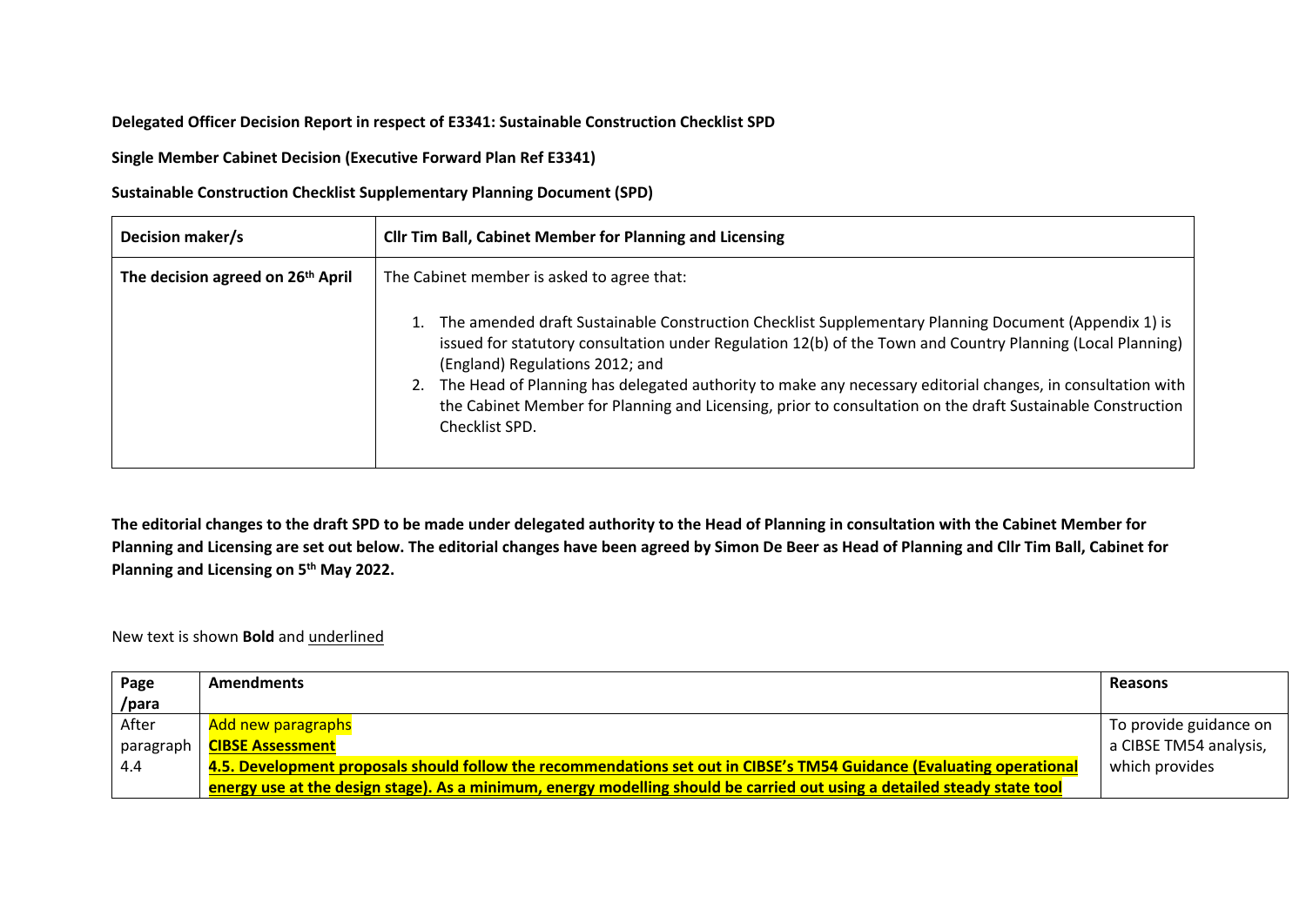**Delegated Officer Decision Report in respect of E3341: Sustainable Construction Checklist SPD**

**Single Member Cabinet Decision (Executive Forward Plan Ref E3341)**

**Sustainable Construction Checklist Supplementary Planning Document (SPD)**

| **Decision maker/s** | **Cllr Tim Ball, Cabinet Member for Planning and Licensing** |
|---|---|
| **The decision agreed on 26th April** | The Cabinet member is asked to agree that:<br><br>1. The amended draft Sustainable Construction Checklist Supplementary Planning Document (Appendix 1) is issued for statutory consultation under Regulation 12(b) of the Town and Country Planning (Local Planning) (England) Regulations 2012; and<br>2. The Head of Planning has delegated authority to make any necessary editorial changes, in consultation with the Cabinet Member for Planning and Licensing, prior to consultation on the draft Sustainable Construction Checklist SPD. |

**The editorial changes to the draft SPD to be made under delegated authority to the Head of Planning in consultation with the Cabinet Member for Planning and Licensing are set out below. The editorial changes have been agreed by Simon De Beer as Head of Planning and Cllr Tim Ball, Cabinet for Planning and Licensing on 5th May 2022.**

New text is shown **Bold** and <u>underlined</u>

| **Page /para** | **Amendments** | **Reasons** |
|---|---|---|
| After paragraph 4.4 | Add new paragraphs<br>**<u>CIBSE Assessment</u>**<br>**<u>4.5. Development proposals should follow the recommendations set out in CIBSE's TM54 Guidance (Evaluating operational energy use at the design stage). As a minimum, energy modelling should be carried out using a detailed steady state tool</u>** | To provide guidance on a CIBSE TM54 analysis, which provides |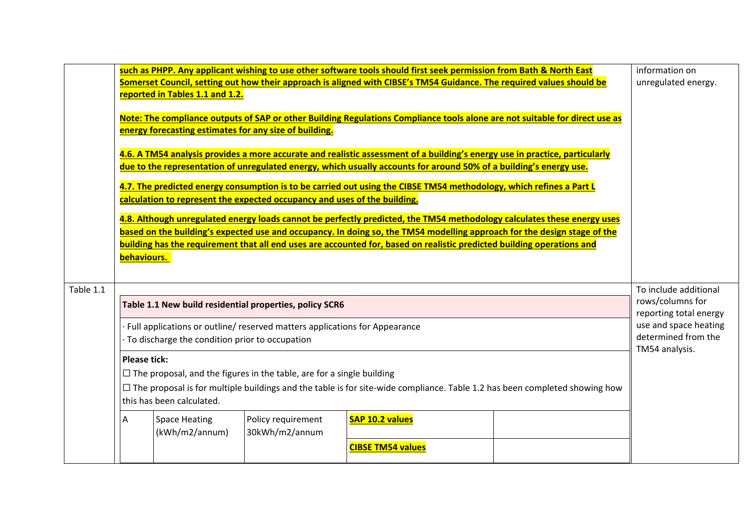| | | |
|---|---|---|
| | **such as PHPP. Any applicant wishing to use other software tools should first seek permission from Bath & North East Somerset Council, setting out how their approach is aligned with CIBSE's TM54 Guidance. The required values should be reported in Tables 1.1 and 1.2.**<br><br>**Note: The compliance outputs of SAP or other Building Regulations Compliance tools alone are not suitable for direct use as energy forecasting estimates for any size of building.**<br><br>**4.6. A TM54 analysis provides a more accurate and realistic assessment of a building's energy use in practice, particularly due to the representation of unregulated energy, which usually accounts for around 50% of a building's energy use.**<br><br>**4.7. The predicted energy consumption is to be carried out using the CIBSE TM54 methodology, which refines a Part L calculation to represent the expected occupancy and uses of the building.**<br><br>**4.8. Although unregulated energy loads cannot be perfectly predicted, the TM54 methodology calculates these energy uses based on the building's expected use and occupancy. In doing so, the TM54 modelling approach for the design stage of the building has the requirement that all end uses are accounted for, based on realistic predicted building operations and behaviours.** | information on unregulated energy. |
| Table 1.1 | (see Table 1.1 below) | To include additional rows/columns for reporting total energy use and space heating determined from the TM54 analysis. |

| **Table 1.1 New build residential properties, policy SCR6** | | | | |
|---|---|---|---|---|
| · Full applications or outline/ reserved matters applications for Appearance<br>· To discharge the condition prior to occupation | | | | |
| **Please tick:**<br>☐ The proposal, and the figures in the table, are for a single building<br>☐ The proposal is for multiple buildings and the table is for site-wide compliance. Table 1.2 has been completed showing how this has been calculated. | | | | |
| A | Space Heating (kWh/m2/annum) | Policy requirement 30kWh/m2/annum | **SAP 10.2 values** | |
| | | | **CIBSE TM54 values** | |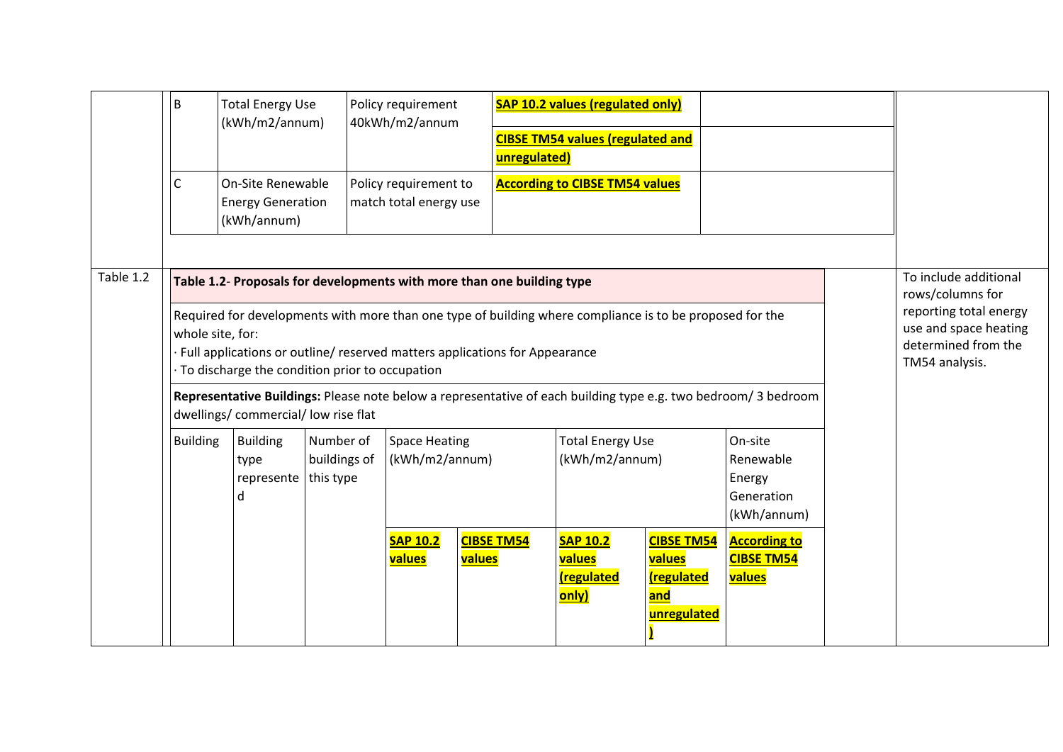| | | | | | |
|---|---|---|---|---|---|
| B | Total Energy Use (kWh/m2/annum) | Policy requirement 40kWh/m2/annum | **SAP 10.2 values (regulated only)** | | |
| | | | **CIBSE TM54 values (regulated and unregulated)** | | |
| C | On-Site Renewable Energy Generation (kWh/annum) | Policy requirement to match total energy use | **According to CIBSE TM54 values** | | |

Table 1.2

**Table 1.2**- **Proposals for developments with more than one building type**

Required for developments with more than one type of building where compliance is to be proposed for the whole site, for:

· Full applications or outline/ reserved matters applications for Appearance

· To discharge the condition prior to occupation

**Representative Buildings:** Please note below a representative of each building type e.g. two bedroom/ 3 bedroom dwellings/ commercial/ low rise flat

| Building | Building type represented | Number of buildings of this type | Space Heating (kWh/m2/annum) | | Total Energy Use (kWh/m2/annum) | | On-site Renewable Energy Generation (kWh/annum) |
|---|---|---|---|---|---|---|---|
| | | | **SAP 10.2 values** | **CIBSE TM54 values** | **SAP 10.2 values (regulated only)** | **CIBSE TM54 values (regulated and unregulated)** | **According to CIBSE TM54 values** |

To include additional rows/columns for reporting total energy use and space heating determined from the TM54 analysis.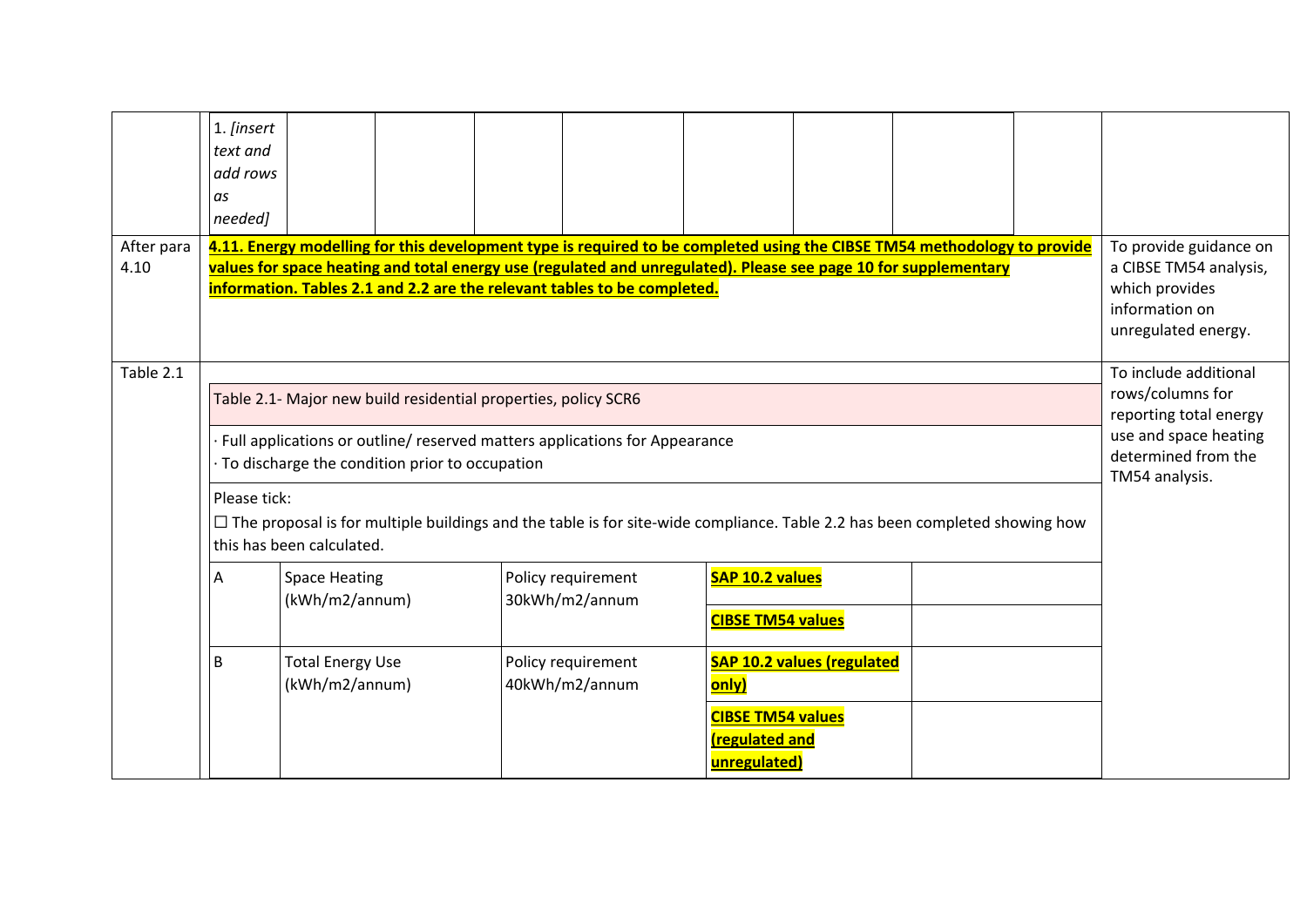| | | |
|---|---|---|
| | 1. *[insert text and add rows as needed]* | |
| After para 4.11 | **4.11. Energy modelling for this development type is required to be completed using the CIBSE TM54 methodology to provide values for space heating and total energy use (regulated and unregulated). Please see page 10 for supplementary information. Tables 2.1 and 2.2 are the relevant tables to be completed.** | To provide guidance on a CIBSE TM54 analysis, which provides information on unregulated energy. |
| Table 2.1 | See table below | To include additional rows/columns for reporting total energy use and space heating determined from the TM54 analysis. |

| Table 2.1- Major new build residential properties, policy SCR6 | | | | |
|---|---|---|---|---|
| · Full applications or outline/ reserved matters applications for Appearance<br>· To discharge the condition prior to occupation | | | | |
| Please tick:<br>☐ The proposal is for multiple buildings and the table is for site-wide compliance. Table 2.2 has been completed showing how this has been calculated. | | | | |
| A | Space Heating (kWh/m2/annum) | Policy requirement 30kWh/m2/annum | **SAP 10.2 values** | |
| | | | **CIBSE TM54 values** | |
| B | Total Energy Use (kWh/m2/annum) | Policy requirement 40kWh/m2/annum | **SAP 10.2 values (regulated only)** | |
| | | | **CIBSE TM54 values (regulated and unregulated)** | |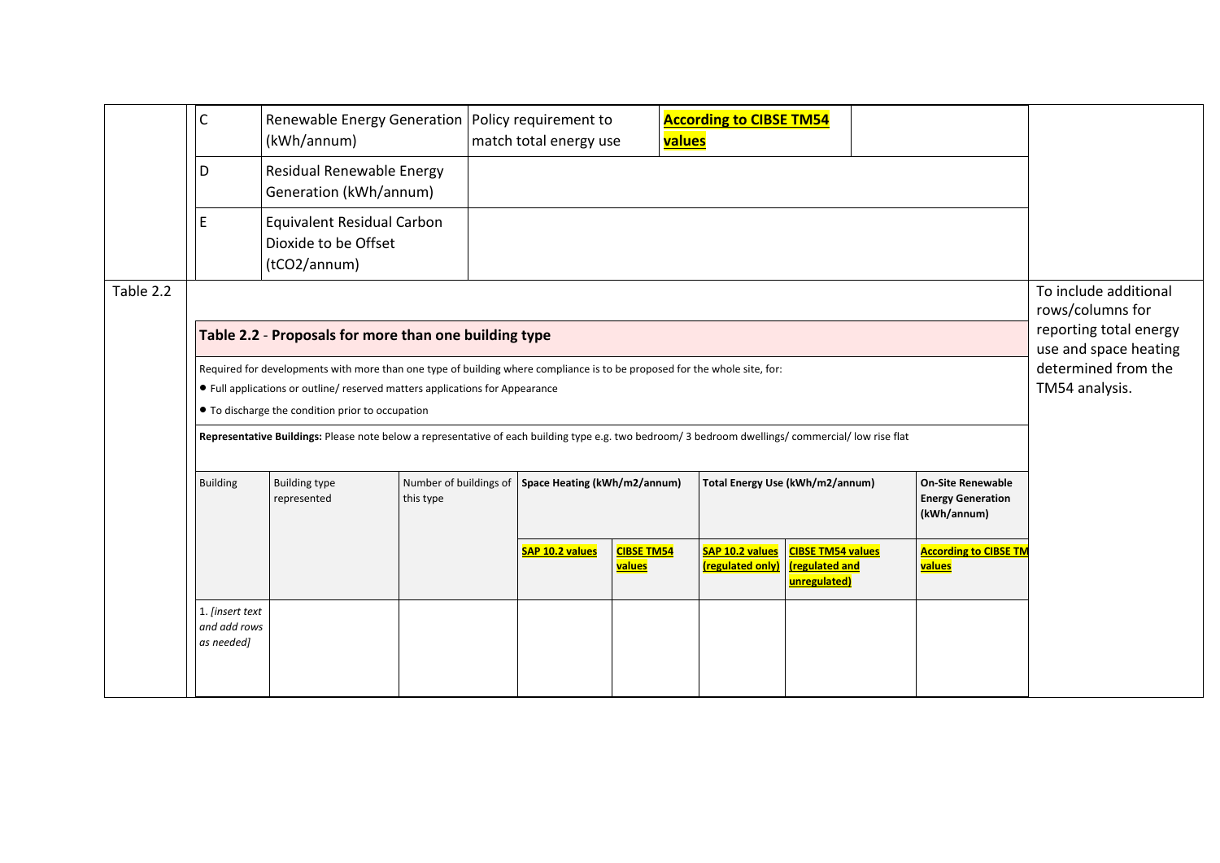| | | | | | |
|---|---|---|---|---|---|
| | C | Renewable Energy Generation (kWh/annum) | Policy requirement to match total energy use | **According to CIBSE TM54 values** | | |
| | D | Residual Renewable Energy Generation (kWh/annum) | | | | |
| | E | Equivalent Residual Carbon Dioxide to be Offset ($tCO_2$/annum) | | | | |

Table 2.2

To include additional rows/columns for reporting total energy use and space heating determined from the TM54 analysis.

**Table 2.2 - Proposals for more than one building type**

Required for developments with more than one type of building where compliance is to be proposed for the whole site, for:

- Full applications or outline/ reserved matters applications for Appearance
- To discharge the condition prior to occupation

**Representative Buildings:** Please note below a representative of each building type e.g. two bedroom/ 3 bedroom dwellings/ commercial/ low rise flat

| Building | Building type represented | Number of buildings of this type | **Space Heating (kWh/m2/annum)** | | **Total Energy Use (kWh/m2/annum)** | | **On-Site Renewable Energy Generation (kWh/annum)** |
|---|---|---|---|---|---|---|---|
| | | | **SAP 10.2 values** | **CIBSE TM54 values** | **SAP 10.2 values (regulated only)** | **CIBSE TM54 values (regulated and unregulated)** | **According to CIBSE TM values** |
| 1. *[insert text and add rows as needed]* | | | | | | | |